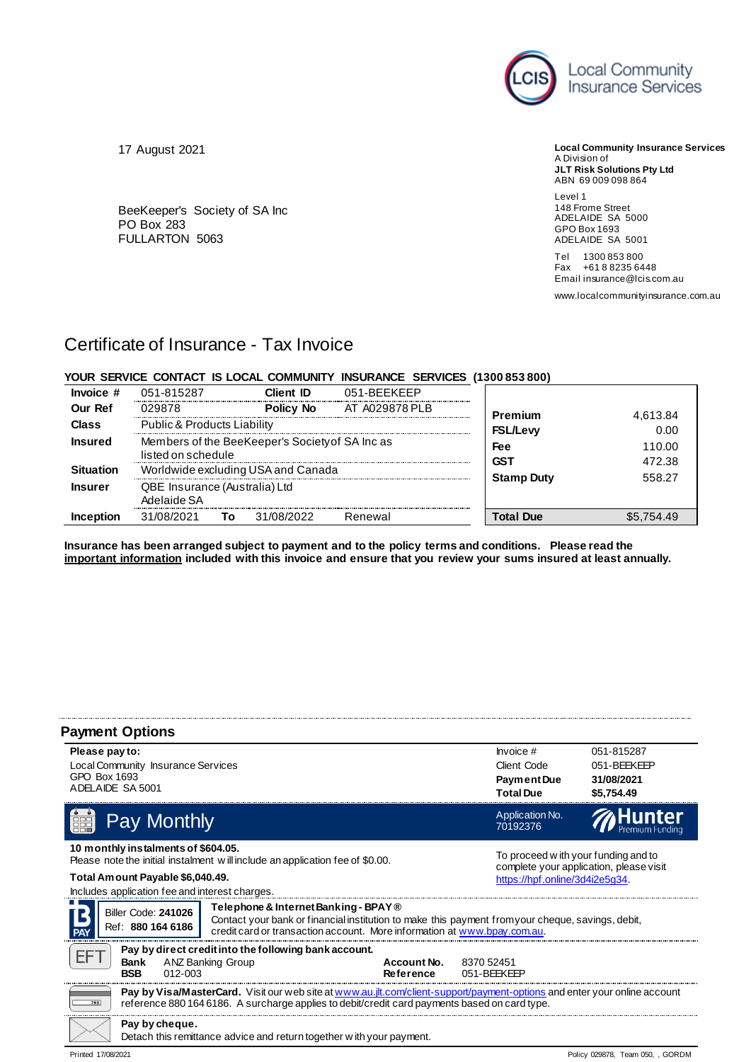Local Community Insurance Services

17 August 2021

BeeKeeper's Society of SA Inc
PO Box 283
FULLARTON 5063

**Local Community Insurance Services**
A Division of
**JLT Risk Solutions Pty Ltd**
ABN 69 009 098 864

Level 1
148 Frome Street
ADELAIDE SA 5000
GPO Box 1693
ADELAIDE SA 5001

Tel 1300 853 800
Fax +61 8 8235 6448
Email insurance@lcis.com.au

www.localcommunityinsurance.com.au

# Certificate of Insurance - Tax Invoice

**YOUR SERVICE CONTACT IS LOCAL COMMUNITY INSURANCE SERVICES (1300 853 800)**

| | | | |
|---|---|---|---|
| **Invoice #** | 051-815287 | **Client ID** | 051-BEEKEEP |
| **Our Ref** | 029878 | **Policy No** | AT A029878 PLB |
| **Class** | Public & Products Liability | | |
| **Insured** | Members of the BeeKeeper's Society of SA Inc as listed on schedule | | |
| **Situation** | Worldwide excluding USA and Canada | | |
| **Insurer** | QBE Insurance (Australia) Ltd Adelaide SA | | |
| **Inception** | 31/08/2021 **To** 31/08/2022 | Renewal | |

| | |
|---|---|
| **Premium** | 4,613.84 |
| **FSL/Levy** | 0.00 |
| **Fee** | 110.00 |
| **GST** | 472.38 |
| **Stamp Duty** | 558.27 |
| **Total Due** | $5,754.49 |

**Insurance has been arranged subject to payment and to the policy terms and conditions. Please read the important information included with this invoice and ensure that you review your sums insured at least annually.**

---

## Payment Options

**Please pay to:**
Local Community Insurance Services
GPO Box 1693
ADELAIDE SA 5001

| | |
|---|---|
| Invoice # | 051-815287 |
| Client Code | 051-BEEKEEP |
| **Payment Due** | **31/08/2021** |
| **Total Due** | **$5,754.49** |

### Pay Monthly

Application No. 70192376

Hunter Premium Funding

**10 monthly instalments of $604.05.**
Please note the initial instalment will include an application fee of $0.00.

**Total Amount Payable $6,040.49.**
Includes application fee and interest charges.

To proceed with your funding and to complete your application, please visit https://hpf.online/3d4i2e5g34.

**BPAY** — Biller Code: **241026** Ref: **880 164 6186**

**Telephone & Internet Banking - BPAY®**
Contact your bank or financial institution to make this payment from your cheque, savings, debit, credit card or transaction account. More information at www.bpay.com.au.

**EFT**

**Pay by direct credit into the following bank account.**

| | | | |
|---|---|---|---|
| **Bank** | ANZ Banking Group | **Account No.** | 8370 52451 |
| **BSB** | 012-003 | **Reference** | 051-BEEKEEP |

**Pay by Visa/MasterCard.** Visit our web site at www.au.jlt.com/client-support/payment-options and enter your online account reference 880 164 6186. A surcharge applies to debit/credit card payments based on card type.

**Pay by cheque.**
Detach this remittance advice and return together with your payment.

Printed 17/08/2021 Policy 029878, Team 050, , GORDM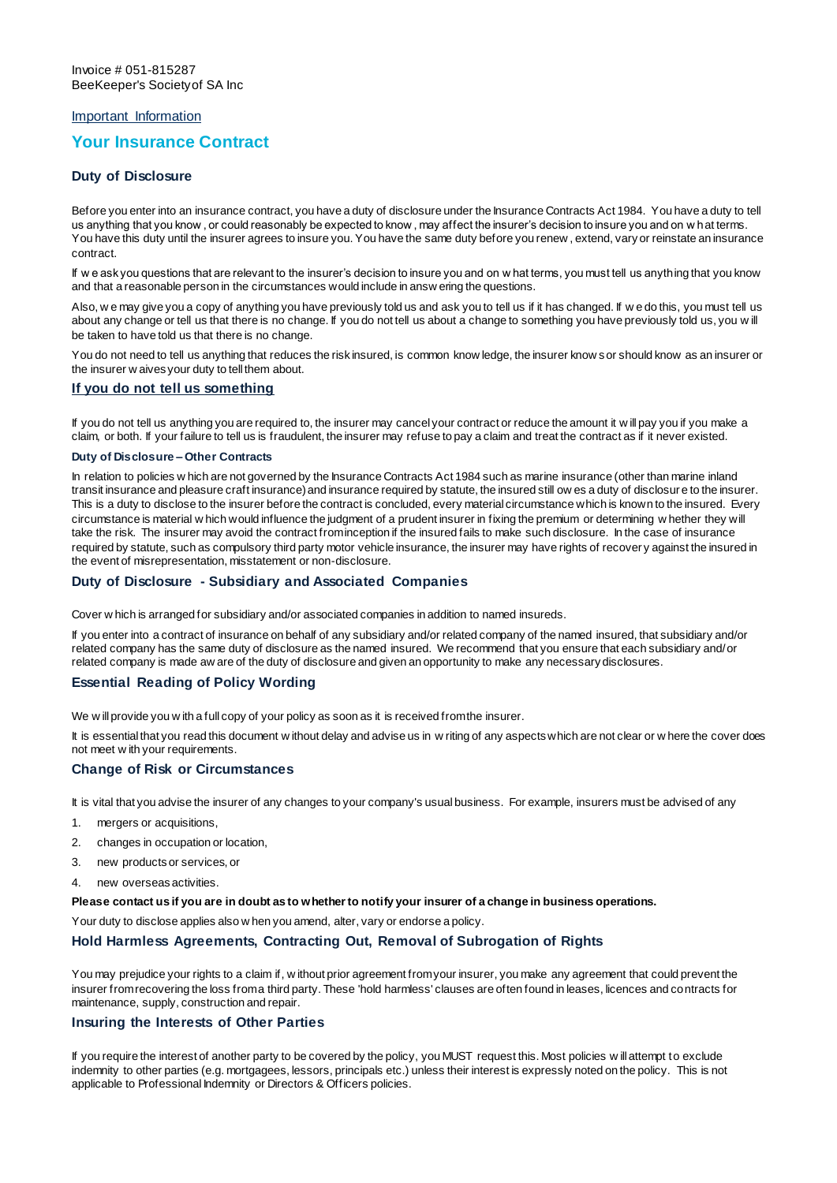Invoice # 051-815287
BeeKeeper's Society of SA Inc

Important Information

# Your Insurance Contract

## Duty of Disclosure

Before you enter into an insurance contract, you have a duty of disclosure under the Insurance Contracts Act 1984. You have a duty to tell us anything that you know, or could reasonably be expected to know, may affect the insurer's decision to insure you and on what terms. You have this duty until the insurer agrees to insure you. You have the same duty before you renew, extend, vary or reinstate an insurance contract.

If we ask you questions that are relevant to the insurer's decision to insure you and on what terms, you must tell us anything that you know and that a reasonable person in the circumstances would include in answering the questions.

Also, we may give you a copy of anything you have previously told us and ask you to tell us if it has changed. If we do this, you must tell us about any change or tell us that there is no change. If you do not tell us about a change to something you have previously told us, you will be taken to have told us that there is no change.

You do not need to tell us anything that reduces the risk insured, is common knowledge, the insurer knows or should know as an insurer or the insurer waives your duty to tell them about.

### If you do not tell us something

If you do not tell us anything you are required to, the insurer may cancel your contract or reduce the amount it will pay you if you make a claim, or both. If your failure to tell us is fraudulent, the insurer may refuse to pay a claim and treat the contract as if it never existed.

#### Duty of Disclosure – Other Contracts

In relation to policies which are not governed by the Insurance Contracts Act 1984 such as marine insurance (other than marine inland transit insurance and pleasure craft insurance) and insurance required by statute, the insured still owes a duty of disclosure to the insurer. This is a duty to disclose to the insurer before the contract is concluded, every material circumstance which is known to the insured. Every circumstance is material which would influence the judgment of a prudent insurer in fixing the premium or determining whether they will take the risk. The insurer may avoid the contract from inception if the insured fails to make such disclosure. In the case of insurance required by statute, such as compulsory third party motor vehicle insurance, the insurer may have rights of recovery against the insured in the event of misrepresentation, misstatement or non-disclosure.

## Duty of Disclosure - Subsidiary and Associated Companies

Cover which is arranged for subsidiary and/or associated companies in addition to named insureds.

If you enter into a contract of insurance on behalf of any subsidiary and/or related company of the named insured, that subsidiary and/or related company has the same duty of disclosure as the named insured. We recommend that you ensure that each subsidiary and/or related company is made aware of the duty of disclosure and given an opportunity to make any necessary disclosures.

## Essential Reading of Policy Wording

We will provide you with a full copy of your policy as soon as it is received from the insurer.

It is essential that you read this document without delay and advise us in writing of any aspects which are not clear or where the cover does not meet with your requirements.

## Change of Risk or Circumstances

It is vital that you advise the insurer of any changes to your company's usual business. For example, insurers must be advised of any

1. mergers or acquisitions,
2. changes in occupation or location,
3. new products or services, or
4. new overseas activities.

**Please contact us if you are in doubt as to whether to notify your insurer of a change in business operations.**

Your duty to disclose applies also when you amend, alter, vary or endorse a policy.

## Hold Harmless Agreements, Contracting Out, Removal of Subrogation of Rights

You may prejudice your rights to a claim if, without prior agreement from your insurer, you make any agreement that could prevent the insurer from recovering the loss from a third party. These 'hold harmless' clauses are often found in leases, licences and contracts for maintenance, supply, construction and repair.

## Insuring the Interests of Other Parties

If you require the interest of another party to be covered by the policy, you MUST request this. Most policies will attempt to exclude indemnity to other parties (e.g. mortgagees, lessors, principals etc.) unless their interest is expressly noted on the policy. This is not applicable to Professional Indemnity or Directors & Officers policies.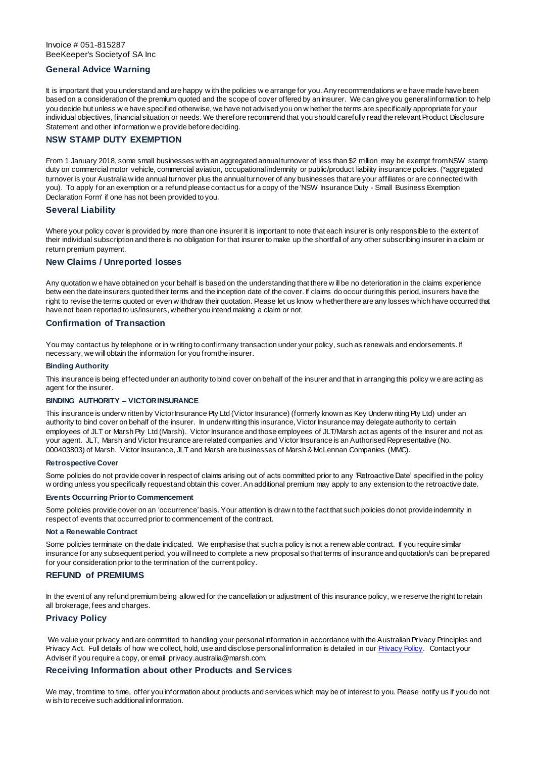Invoice # 051-815287
BeeKeeper's Society of SA Inc

## General Advice Warning

It is important that you understand and are happy with the policies we arrange for you. Any recommendations we have made have been based on a consideration of the premium quoted and the scope of cover offered by an insurer. We can give you general information to help you decide but unless we have specified otherwise, we have not advised you on whether the terms are specifically appropriate for your individual objectives, financial situation or needs. We therefore recommend that you should carefully read the relevant Product Disclosure Statement and other information we provide before deciding.

## NSW STAMP DUTY EXEMPTION

From 1 January 2018, some small businesses with an aggregated annual turnover of less than $2 million may be exempt from NSW stamp duty on commercial motor vehicle, commercial aviation, occupational indemnity or public/product liability insurance policies. (*aggregated turnover is your Australia wide annual turnover plus the annual turnover of any businesses that are your affiliates or are connected with you). To apply for an exemption or a refund please contact us for a copy of the 'NSW Insurance Duty - Small Business Exemption Declaration Form' if one has not been provided to you.

## Several Liability

Where your policy cover is provided by more than one insurer it is important to note that each insurer is only responsible to the extent of their individual subscription and there is no obligation for that insurer to make up the shortfall of any other subscribing insurer in a claim or return premium payment.

## New Claims / Unreported losses

Any quotation we have obtained on your behalf is based on the understanding that there will be no deterioration in the claims experience between the date insurers quoted their terms and the inception date of the cover. If claims do occur during this period, insurers have the right to revise the terms quoted or even withdraw their quotation. Please let us know whether there are any losses which have occurred that have not been reported to us/insurers, whether you intend making a claim or not.

## Confirmation of Transaction

You may contact us by telephone or in writing to confirm any transaction under your policy, such as renewals and endorsements. If necessary, we will obtain the information for you from the insurer.

### Binding Authority

This insurance is being effected under an authority to bind cover on behalf of the insurer and that in arranging this policy we are acting as agent for the insurer.

### BINDING AUTHORITY – VICTOR INSURANCE

This insurance is underwritten by Victor Insurance Pty Ltd (Victor Insurance) (formerly known as Key Underwriting Pty Ltd) under an authority to bind cover on behalf of the insurer. In underwriting this insurance, Victor Insurance may delegate authority to certain employees of JLT or Marsh Pty Ltd (Marsh). Victor Insurance and those employees of JLT/Marsh act as agents of the Insurer and not as your agent. JLT, Marsh and Victor Insurance are related companies and Victor Insurance is an Authorised Representative (No. 000403803) of Marsh. Victor Insurance, JLT and Marsh are businesses of Marsh & McLennan Companies (MMC).

### Retrospective Cover

Some policies do not provide cover in respect of claims arising out of acts committed prior to any 'Retroactive Date' specified in the policy wording unless you specifically request and obtain this cover. An additional premium may apply to any extension to the retroactive date.

### Events Occurring Prior to Commencement

Some policies provide cover on an 'occurrence' basis. Your attention is drawn to the fact that such policies do not provide indemnity in respect of events that occurred prior to commencement of the contract.

### Not a Renewable Contract

Some policies terminate on the date indicated. We emphasise that such a policy is not a renewable contract. If you require similar insurance for any subsequent period, you will need to complete a new proposal so that terms of insurance and quotation/s can be prepared for your consideration prior to the termination of the current policy.

## REFUND of PREMIUMS

In the event of any refund premium being allowed for the cancellation or adjustment of this insurance policy, we reserve the right to retain all brokerage, fees and charges.

## Privacy Policy

We value your privacy and are committed to handling your personal information in accordance with the Australian Privacy Principles and Privacy Act. Full details of how we collect, hold, use and disclose personal information is detailed in our Privacy Policy. Contact your Adviser if you require a copy, or email privacy.australia@marsh.com.

## Receiving Information about other Products and Services

We may, from time to time, offer you information about products and services which may be of interest to you. Please notify us if you do not wish to receive such additional information.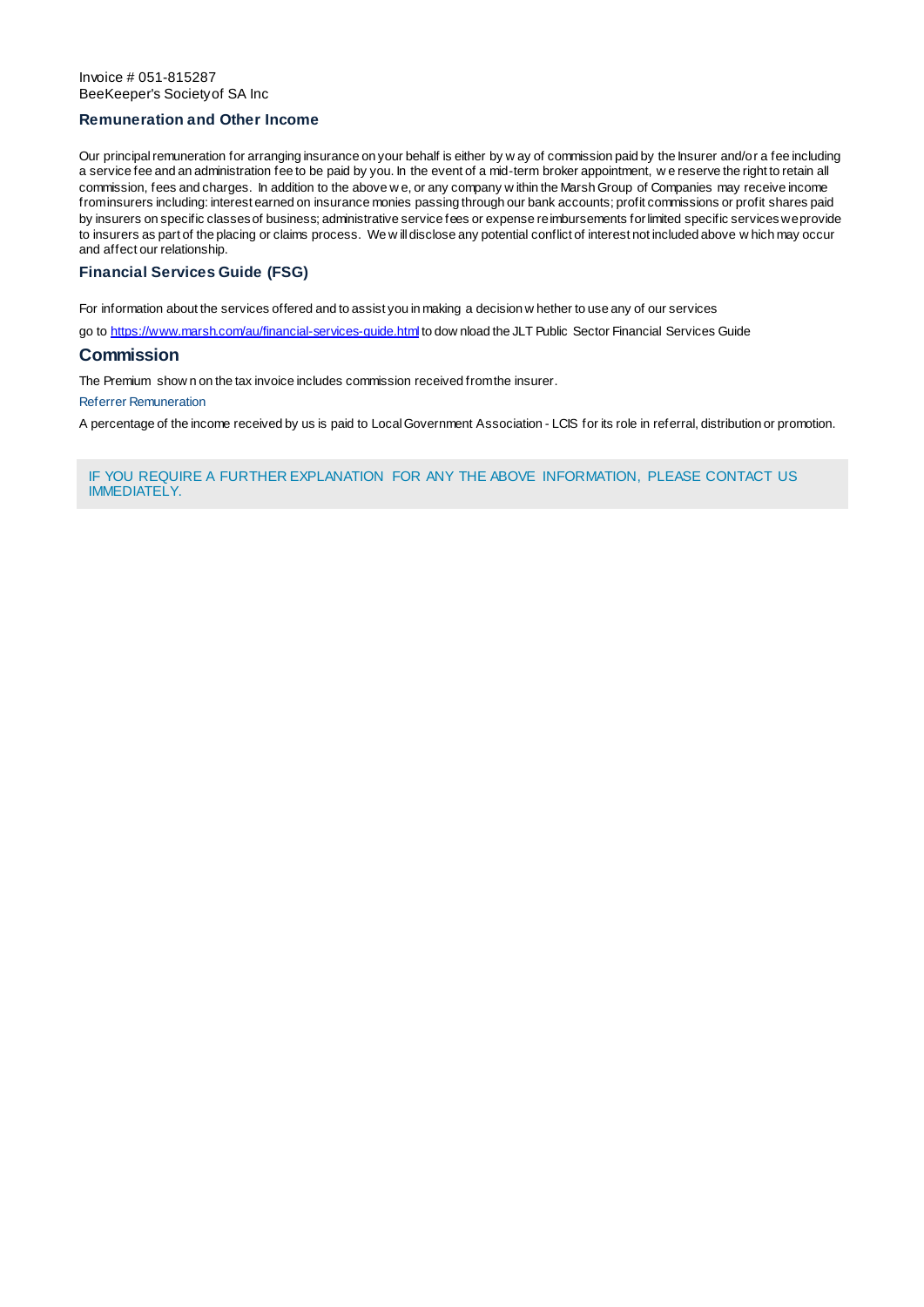Invoice # 051-815287
BeeKeeper's Society of SA Inc

## Remuneration and Other Income

Our principal remuneration for arranging insurance on your behalf is either by way of commission paid by the Insurer and/or a fee including a service fee and an administration fee to be paid by you. In the event of a mid-term broker appointment, we reserve the right to retain all commission, fees and charges. In addition to the above we, or any company within the Marsh Group of Companies may receive income from insurers including: interest earned on insurance monies passing through our bank accounts; profit commissions or profit shares paid by insurers on specific classes of business; administrative service fees or expense reimbursements for limited specific services we provide to insurers as part of the placing or claims process. We will disclose any potential conflict of interest not included above which may occur and affect our relationship.

## Financial Services Guide (FSG)

For information about the services offered and to assist you in making a decision whether to use any of our services

go to https://www.marsh.com/au/financial-services-guide.html to download the JLT Public Sector Financial Services Guide

## Commission

The Premium shown on the tax invoice includes commission received from the insurer.

Referrer Remuneration

A percentage of the income received by us is paid to Local Government Association - LCIS for its role in referral, distribution or promotion.

IF YOU REQUIRE A FURTHER EXPLANATION FOR ANY THE ABOVE INFORMATION, PLEASE CONTACT US IMMEDIATELY.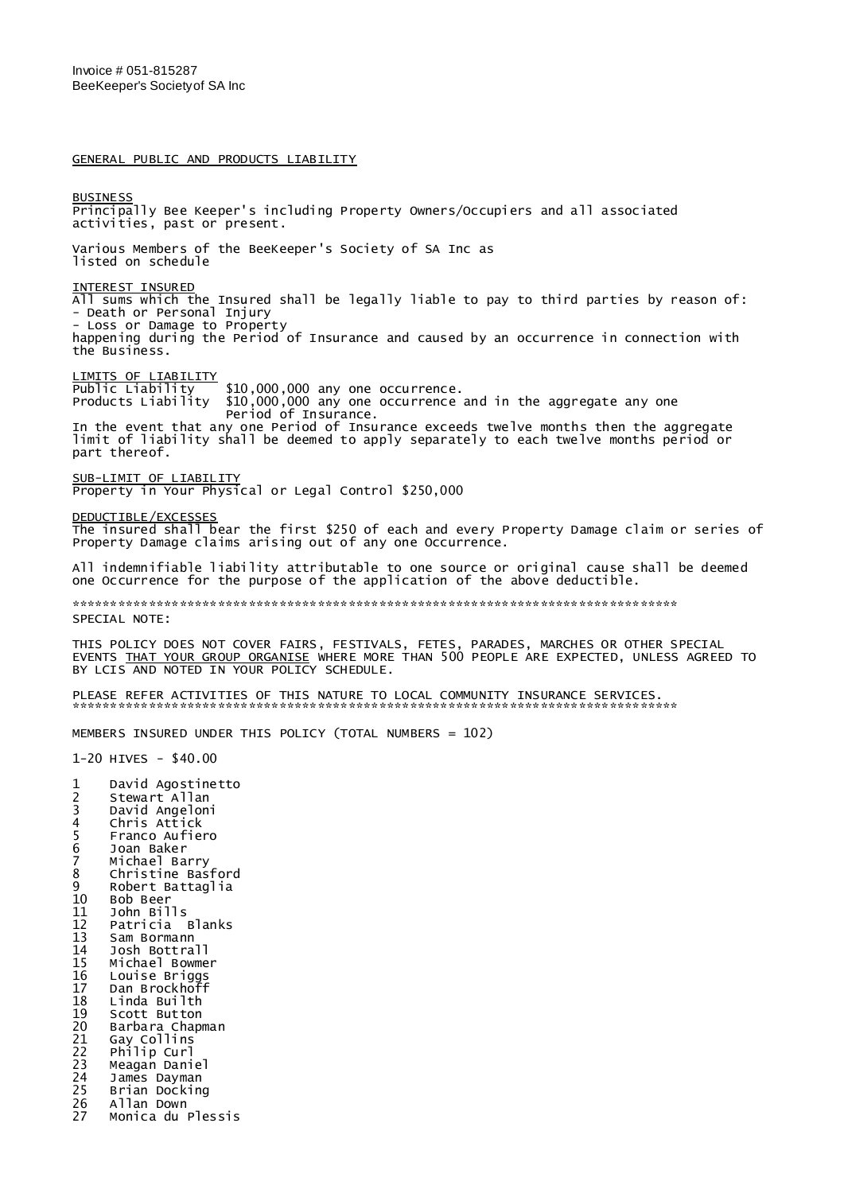Invoice # 051-815287
BeeKeeper's Societyof SA Inc

## GENERAL PUBLIC AND PRODUCTS LIABILITY

**BUSINESS**
Principally Bee Keeper's including Property Owners/Occupiers and all associated activities, past or present.

Various Members of the BeeKeeper's Society of SA Inc as listed on schedule

**INTEREST INSURED**
All sums which the Insured shall be legally liable to pay to third parties by reason of:
- Death or Personal Injury
- Loss or Damage to Property

happening during the Period of Insurance and caused by an occurrence in connection with the Business.

**LIMITS OF LIABILITY**
Public Liability $10,000,000 any one occurrence.
Products Liability $10,000,000 any one occurrence and in the aggregate any one Period of Insurance.
In the event that any one Period of Insurance exceeds twelve months then the aggregate limit of liability shall be deemed to apply separately to each twelve months period or part thereof.

**SUB-LIMIT OF LIABILITY**
Property in Your Physical or Legal Control $250,000

**DEDUCTIBLE/EXCESSES**
The insured shall bear the first $250 of each and every Property Damage claim or series of Property Damage claims arising out of any one Occurrence.

All indemnifiable liability attributable to one source or original cause shall be deemed one Occurrence for the purpose of the application of the above deductible.

********************************************************************************
SPECIAL NOTE:

THIS POLICY DOES NOT COVER FAIRS, FESTIVALS, FETES, PARADES, MARCHES OR OTHER SPECIAL EVENTS THAT YOUR GROUP ORGANISE WHERE MORE THAN 500 PEOPLE ARE EXPECTED, UNLESS AGREED TO BY LCIS AND NOTED IN YOUR POLICY SCHEDULE.

PLEASE REFER ACTIVITIES OF THIS NATURE TO LOCAL COMMUNITY INSURANCE SERVICES.
********************************************************************************

MEMBERS INSURED UNDER THIS POLICY (TOTAL NUMBERS = 102)

1-20 HIVES - $40.00

1 David Agostinetto
2 Stewart Allan
3 David Angeloni
4 Chris Attick
5 Franco Aufiero
6 Joan Baker
7 Michael Barry
8 Christine Basford
9 Robert Battaglia
10 Bob Beer
11 John Bills
12 Patricia Blanks
13 Sam Bormann
14 Josh Bottrall
15 Michael Bowmer
16 Louise Briggs
17 Dan Brockhoff
18 Linda Builth
19 Scott Button
20 Barbara Chapman
21 Gay Collins
22 Philip Curl
23 Meagan Daniel
24 James Dayman
25 Brian Docking
26 Allan Down
27 Monica du Plessis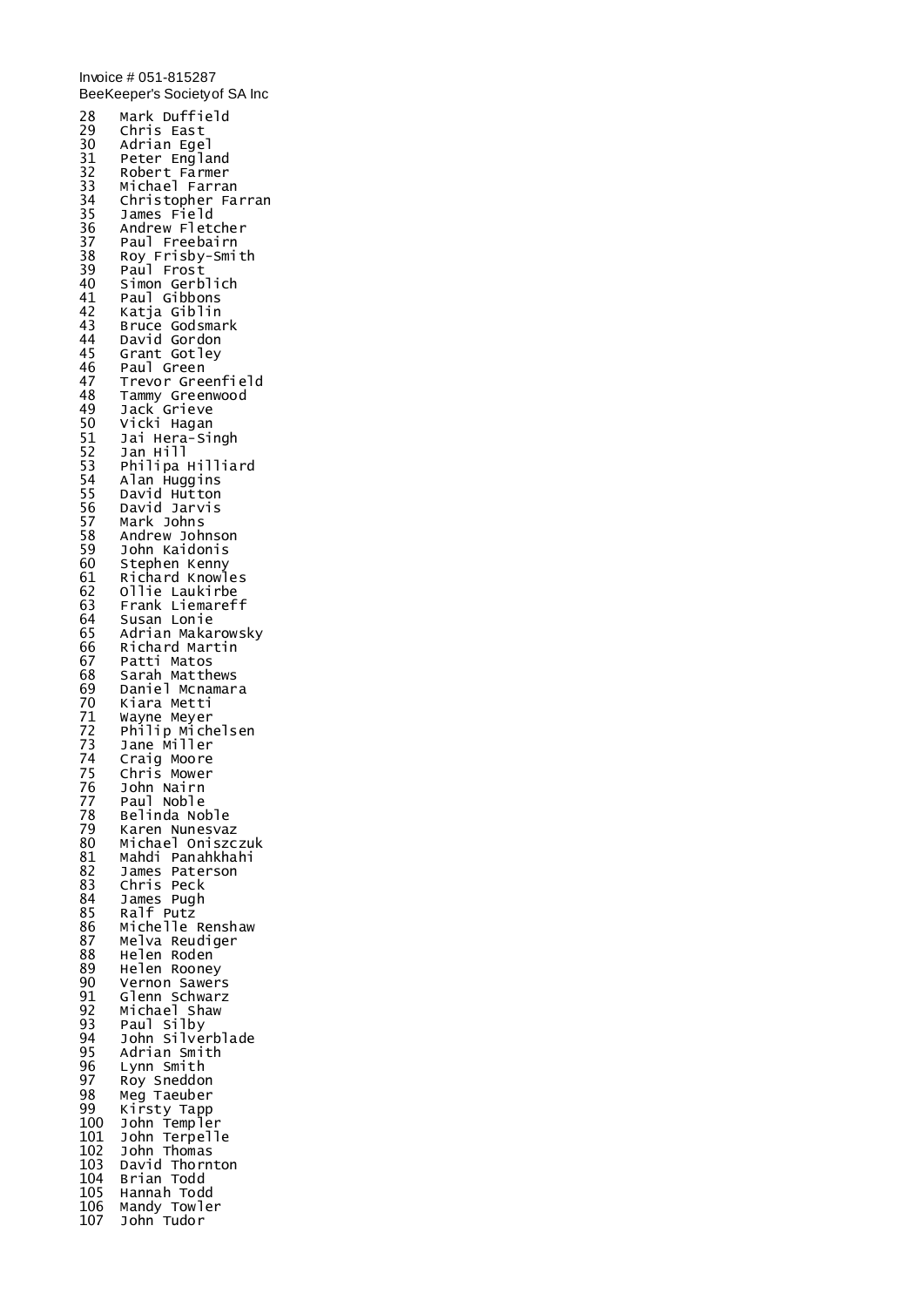Invoice # 051-815287
BeeKeeper's Society of SA Inc

28 Mark Duffield
29 Chris East
30 Adrian Egel
31 Peter England
32 Robert Farmer
33 Michael Farran
34 Christopher Farran
35 James Field
36 Andrew Fletcher
37 Paul Freebairn
38 Roy Frisby-Smith
39 Paul Frost
40 Simon Gerblich
41 Paul Gibbons
42 Katja Giblin
43 Bruce Godsmark
44 David Gordon
45 Grant Gotley
46 Paul Green
47 Trevor Greenfield
48 Tammy Greenwood
49 Jack Grieve
50 Vicki Hagan
51 Jai Hera-Singh
52 Jan Hill
53 Philipa Hilliard
54 Alan Huggins
55 David Hutton
56 David Jarvis
57 Mark Johns
58 Andrew Johnson
59 John Kaidonis
60 Stephen Kenny
61 Richard Knowles
62 Ollie Laukirbe
63 Frank Liemareff
64 Susan Lonie
65 Adrian Makarowsky
66 Richard Martin
67 Patti Matos
68 Sarah Matthews
69 Daniel Mcnamara
70 Kiara Metti
71 Wayne Meyer
72 Philip Michelsen
73 Jane Miller
74 Craig Moore
75 Chris Mower
76 John Nairn
77 Paul Noble
78 Belinda Noble
79 Karen Nunesvaz
80 Michael Oniszczuk
81 Mahdi Panahkhahi
82 James Paterson
83 Chris Peck
84 James Pugh
85 Ralf Putz
86 Michelle Renshaw
87 Melva Reudiger
88 Helen Roden
89 Helen Rooney
90 Vernon Sawers
91 Glenn Schwarz
92 Michael Shaw
93 Paul Silby
94 John Silverblade
95 Adrian Smith
96 Lynn Smith
97 Roy Sneddon
98 Meg Taeuber
99 Kirsty Tapp
100 John Templer
101 John Terpelle
102 John Thomas
103 David Thornton
104 Brian Todd
105 Hannah Todd
106 Mandy Towler
107 John Tudor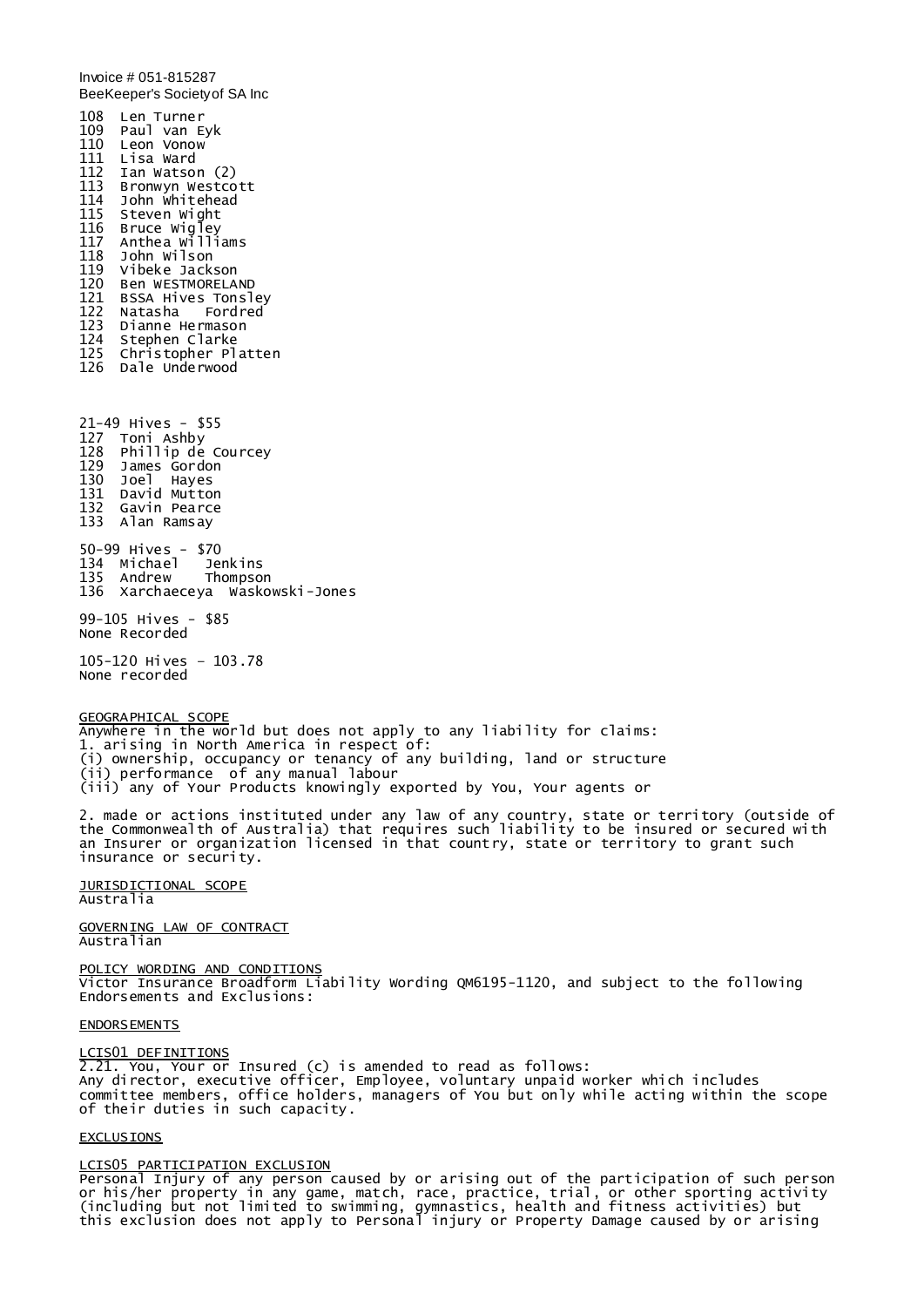Invoice # 051-815287
BeeKeeper's Society of SA Inc

108 Len Turner
109 Paul van Eyk
110 Leon Vonow
111 Lisa Ward
112 Ian Watson (2)
113 Bronwyn Westcott
114 John Whitehead
115 Steven Wight
116 Bruce Wigley
117 Anthea Williams
118 John Wilson
119 Vibeke Jackson
120 Ben WESTMORELAND
121 BSSA Hives Tonsley
122 Natasha Fordred
123 Dianne Hermason
124 Stephen Clarke
125 Christopher Platten
126 Dale Underwood

21-49 Hives - $55
127 Toni Ashby
128 Phillip de Courcey
129 James Gordon
130 Joel Hayes
131 David Mutton
132 Gavin Pearce
133 Alan Ramsay

50-99 Hives - $70
134 Michael Jenkins
135 Andrew Thompson
136 Xarchaeceya Waskowski-Jones

99-105 Hives - $85
None Recorded

105-120 Hives – 103.78
None recorded

GEOGRAPHICAL SCOPE
Anywhere in the world but does not apply to any liability for claims:
1. arising in North America in respect of:
(i) ownership, occupancy or tenancy of any building, land or structure
(ii) performance of any manual labour
(iii) any of Your Products knowingly exported by You, Your agents or

2. made or actions instituted under any law of any country, state or territory (outside of the Commonwealth of Australia) that requires such liability to be insured or secured with an Insurer or organization licensed in that country, state or territory to grant such insurance or security.

JURISDICTIONAL SCOPE
Australia

GOVERNING LAW OF CONTRACT
Australian

POLICY WORDING AND CONDITIONS
Victor Insurance Broadform Liability Wording QM6195-1120, and subject to the following Endorsements and Exclusions:

ENDORSEMENTS

LCIS01 DEFINITIONS
2.21. You, Your or Insured (c) is amended to read as follows:
Any director, executive officer, Employee, voluntary unpaid worker which includes committee members, office holders, managers of You but only while acting within the scope of their duties in such capacity.

EXCLUSIONS

LCIS05 PARTICIPATION EXCLUSION
Personal Injury of any person caused by or arising out of the participation of such person or his/her property in any game, match, race, practice, trial, or other sporting activity (including but not limited to swimming, gymnastics, health and fitness activities) but this exclusion does not apply to Personal injury or Property Damage caused by or arising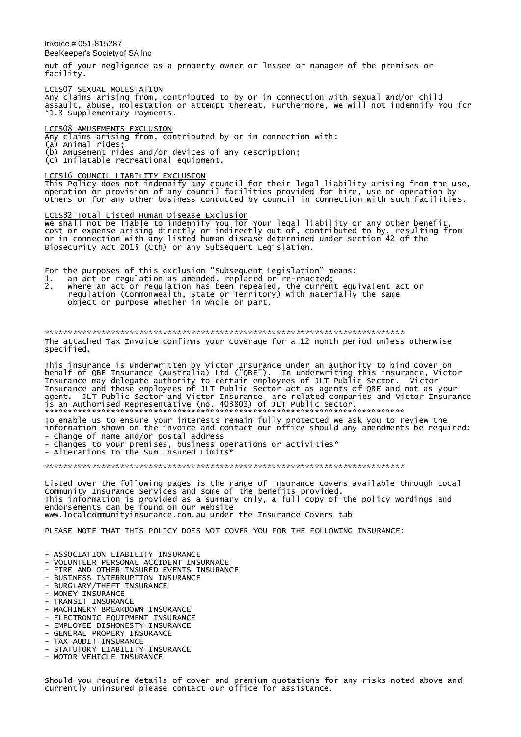out of your negligence as a property owner or lessee or manager of the premises or facility.

LCIS07 SEXUAL MOLESTATION
Any claims arising from, contributed to by or in connection with sexual and/or child assault, abuse, molestation or attempt thereat. Furthermore, We will not indemnify You for '1.3 Supplementary Payments.

LCIS08 AMUSEMENTS EXCLUSION
Any claims arising from, contributed by or in connection with:
(a) Animal rides;
(b) Amusement rides and/or devices of any description;
(c) Inflatable recreational equipment.

LCIS16 COUNCIL LIABILITY EXCLUSION
This Policy does not indemnify any council for their legal liability arising from the use, operation or provision of any council facilities provided for hire, use or operation by others or for any other business conducted by council in connection with such facilities.

LCIS32 Total Listed Human Disease Exclusion
We shall not be liable to indemnify You for Your legal liability or any other benefit, cost or expense arising directly or indirectly out of, contributed to by, resulting from or in connection with any listed human disease determined under section 42 of the Biosecurity Act 2015 (Cth) or any Subsequent Legislation.

For the purposes of this exclusion "Subsequent Legislation" means:
1. an act or regulation as amended, replaced or re-enacted;
2. where an act or regulation has been repealed, the current equivalent act or regulation (Commonwealth, State or Territory) with materially the same object or purpose whether in whole or part.

******************************************************************************
The attached Tax Invoice confirms your coverage for a 12 month period unless otherwise specified.

This insurance is underwritten by Victor Insurance under an authority to bind cover on behalf of QBE Insurance (Australia) Ltd ("QBE"). In underwriting this insurance, Victor Insurance may delegate authority to certain employees of JLT Public Sector. Victor Insurance and those employees of JLT Public Sector act as agents of QBE and not as your agent. JLT Public Sector and Victor Insurance are related companies and Victor Insurance is an Authorised Representative (no. 403803) of JLT Public Sector.
******************************************************************************
To enable us to ensure your interests remain fully protected we ask you to review the information shown on the invoice and contact our office should any amendments be required:
- Change of name and/or postal address
- Changes to your premises, business operations or activities*
- Alterations to the Sum Insured Limits*

******************************************************************************

Listed over the following pages is the range of insurance covers available through Local Community Insurance Services and some of the benefits provided.
This information is provided as a summary only, a full copy of the policy wordings and endorsements can be found on our website
www.localcommunityinsurance.com.au under the Insurance Covers tab

PLEASE NOTE THAT THIS POLICY DOES NOT COVER YOU FOR THE FOLLOWING INSURANCE:

- ASSOCIATION LIABILITY INSURANCE
- VOLUNTEER PERSONAL ACCIDENT INSURNACE
- FIRE AND OTHER INSURED EVENTS INSURANCE
- BUSINESS INTERRUPTION INSURANCE
- BURGLARY/THEFT INSURANCE
- MONEY INSURANCE
- TRANSIT INSURANCE
- MACHINERY BREAKDOWN INSURANCE
- ELECTRONIC EQUIPMENT INSURANCE
- EMPLOYEE DISHONESTY INSURANCE
- GENERAL PROPERY INSURANCE
- TAX AUDIT INSURANCE
- STATUTORY LIABILITY INSURANCE
- MOTOR VEHICLE INSURANCE

Should you require details of cover and premium quotations for any risks noted above and currently uninsured please contact our office for assistance.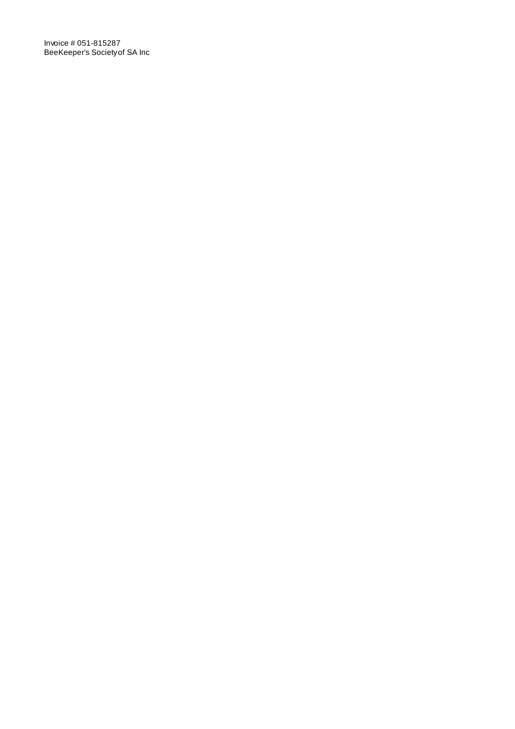Invoice # 051-815287
BeeKeeper's Society of SA Inc